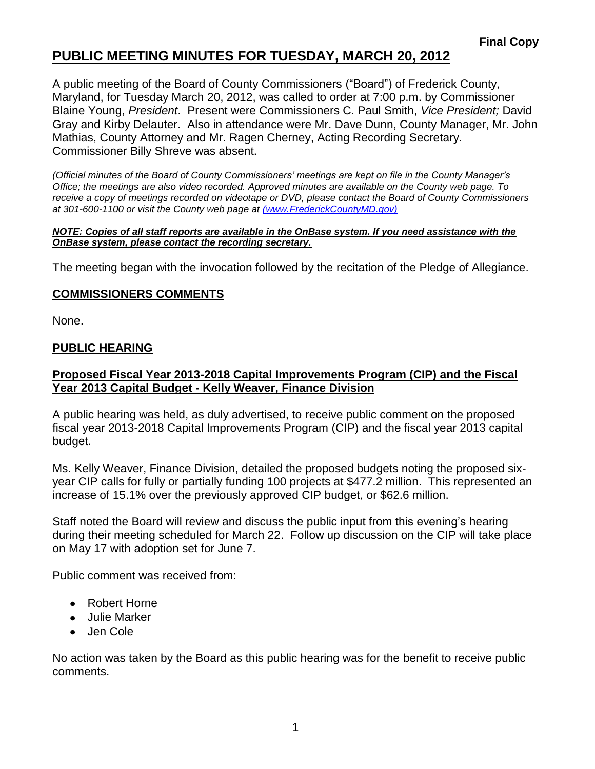**Final Copy**

# PUBLIC MEETING MINUTES FOR TUESDAY, MARCH 20, 2012

A public meeting of the Board of County Commissioners ("Board") of Frederick County, Maryland, for Tuesday March 20, 2012, was called to order at 7:00 p.m. by Commissioner Blaine Young, *President*. Present were Commissioners C. Paul Smith, *Vice President;* David Gray and Kirby Delauter. Also in attendance were Mr. Dave Dunn, County Manager, Mr. John Mathias, County Attorney and Mr. Ragen Cherney, Acting Recording Secretary. Commissioner Billy Shreve was absent.

*(Official minutes of the Board of County Commissioners' meetings are kept on file in the County Manager's Office; the meetings are also video recorded. Approved minutes are available on the County web page. To receive a copy of meetings recorded on videotape or DVD, please contact the Board of County Commissioners at 301-600-1100 or visit the County web page at (www.FrederickCountyMD.gov)*

***NOTE: Copies of all staff reports are available in the OnBase system. If you need assistance with the OnBase system, please contact the recording secretary.***

The meeting began with the invocation followed by the recitation of the Pledge of Allegiance.

## COMMISSIONERS COMMENTS

None.

## PUBLIC HEARING

### Proposed Fiscal Year 2013-2018 Capital Improvements Program (CIP) and the Fiscal Year 2013 Capital Budget - Kelly Weaver, Finance Division

A public hearing was held, as duly advertised, to receive public comment on the proposed fiscal year 2013-2018 Capital Improvements Program (CIP) and the fiscal year 2013 capital budget.

Ms. Kelly Weaver, Finance Division, detailed the proposed budgets noting the proposed six-year CIP calls for fully or partially funding 100 projects at $477.2 million. This represented an increase of 15.1% over the previously approved CIP budget, or $62.6 million.

Staff noted the Board will review and discuss the public input from this evening's hearing during their meeting scheduled for March 22. Follow up discussion on the CIP will take place on May 17 with adoption set for June 7.

Public comment was received from:

- Robert Horne
- Julie Marker
- Jen Cole

No action was taken by the Board as this public hearing was for the benefit to receive public comments.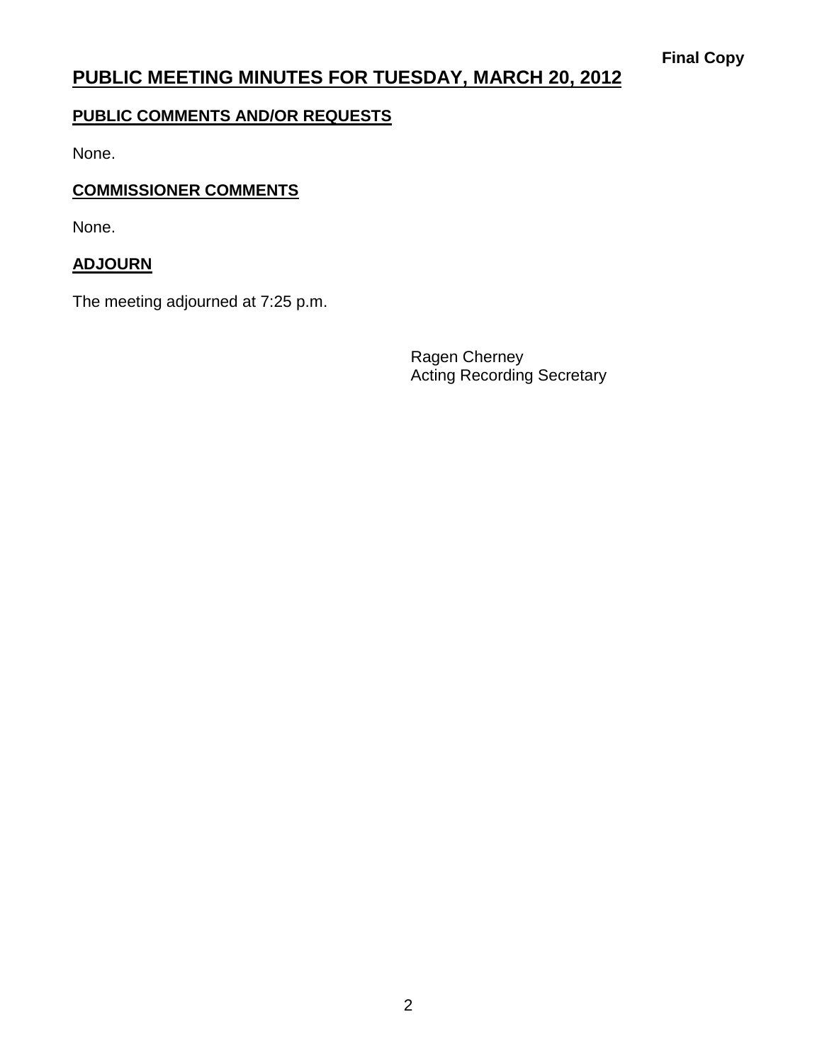**Final Copy**

# PUBLIC MEETING MINUTES FOR TUESDAY, MARCH 20, 2012

## PUBLIC COMMENTS AND/OR REQUESTS

None.

## COMMISSIONER COMMENTS

None.

## ADJOURN

The meeting adjourned at 7:25 p.m.

Ragen Cherney
Acting Recording Secretary